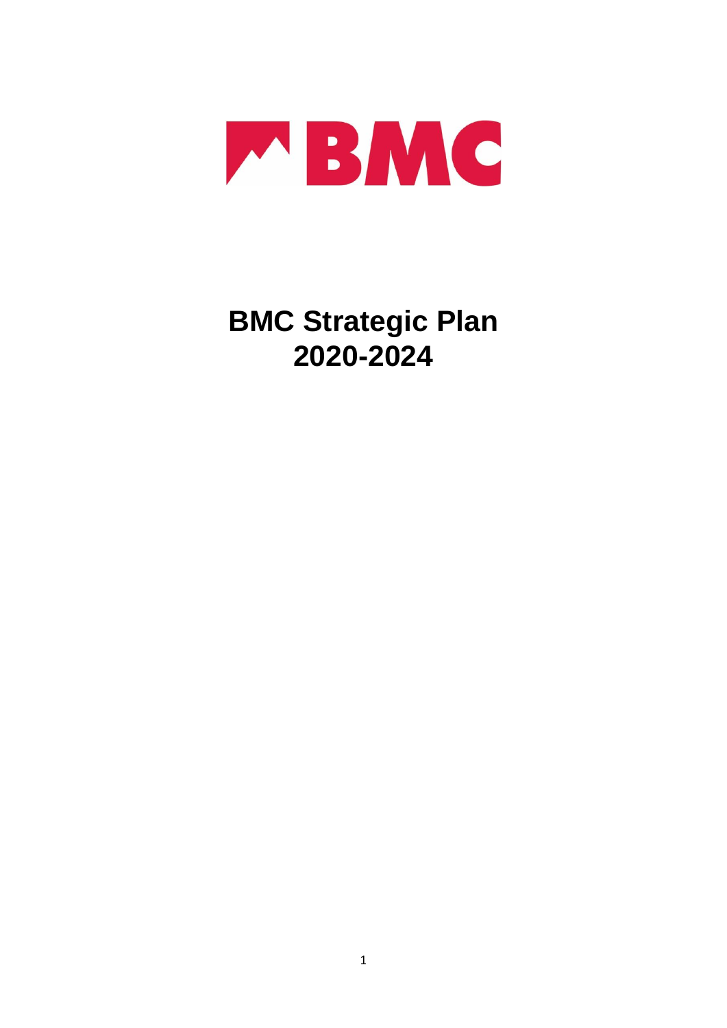# BMC Strategic Plan 2020-2024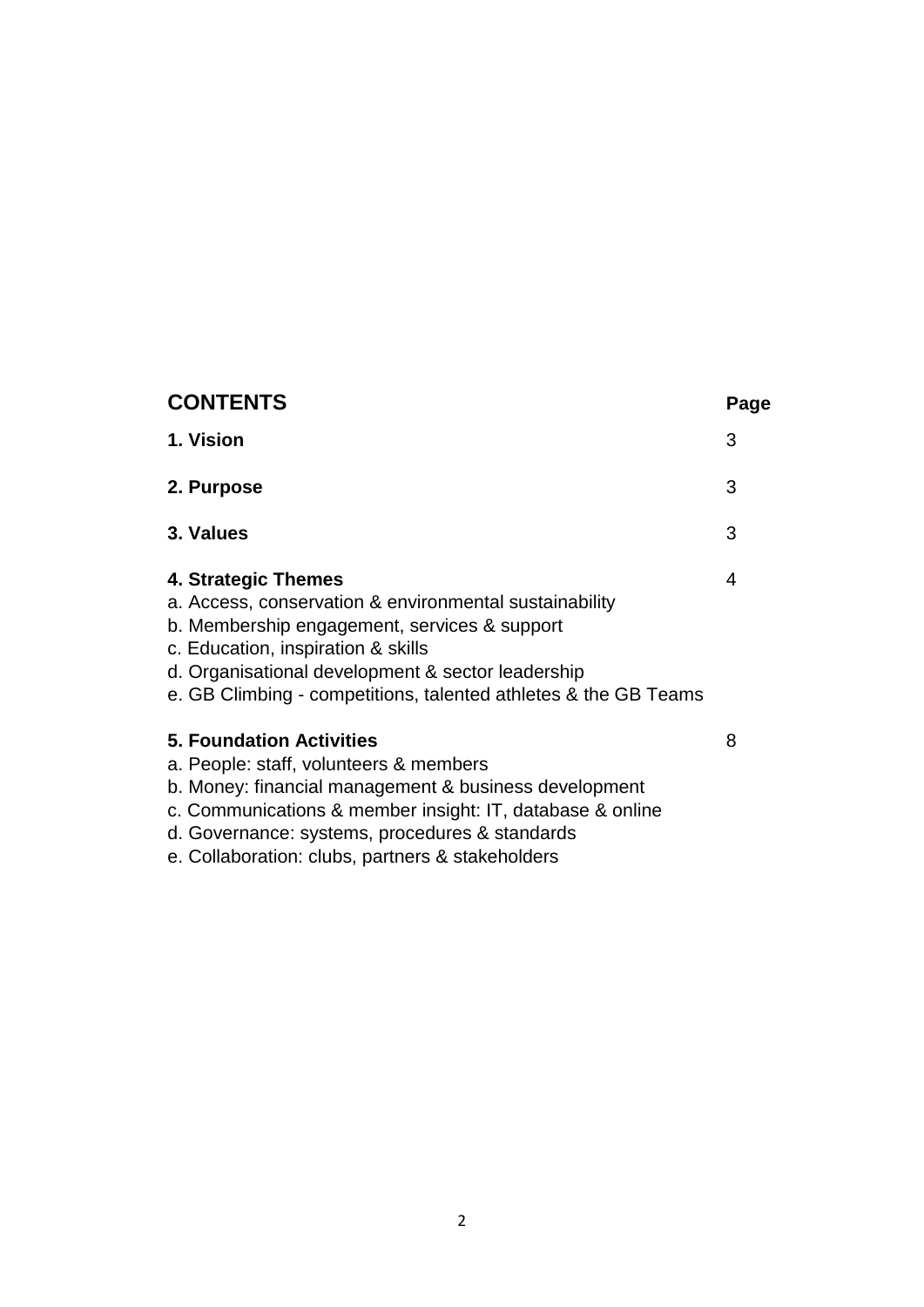## CONTENTS

| | Page |
|---|---|
| **1. Vision** | 3 |
| **2. Purpose** | 3 |
| **3. Values** | 3 |
| **4. Strategic Themes**<br>a. Access, conservation & environmental sustainability<br>b. Membership engagement, services & support<br>c. Education, inspiration & skills<br>d. Organisational development & sector leadership<br>e. GB Climbing - competitions, talented athletes & the GB Teams | 4 |
| **5. Foundation Activities**<br>a. People: staff, volunteers & members<br>b. Money: financial management & business development<br>c. Communications & member insight: IT, database & online<br>d. Governance: systems, procedures & standards<br>e. Collaboration: clubs, partners & stakeholders | 8 |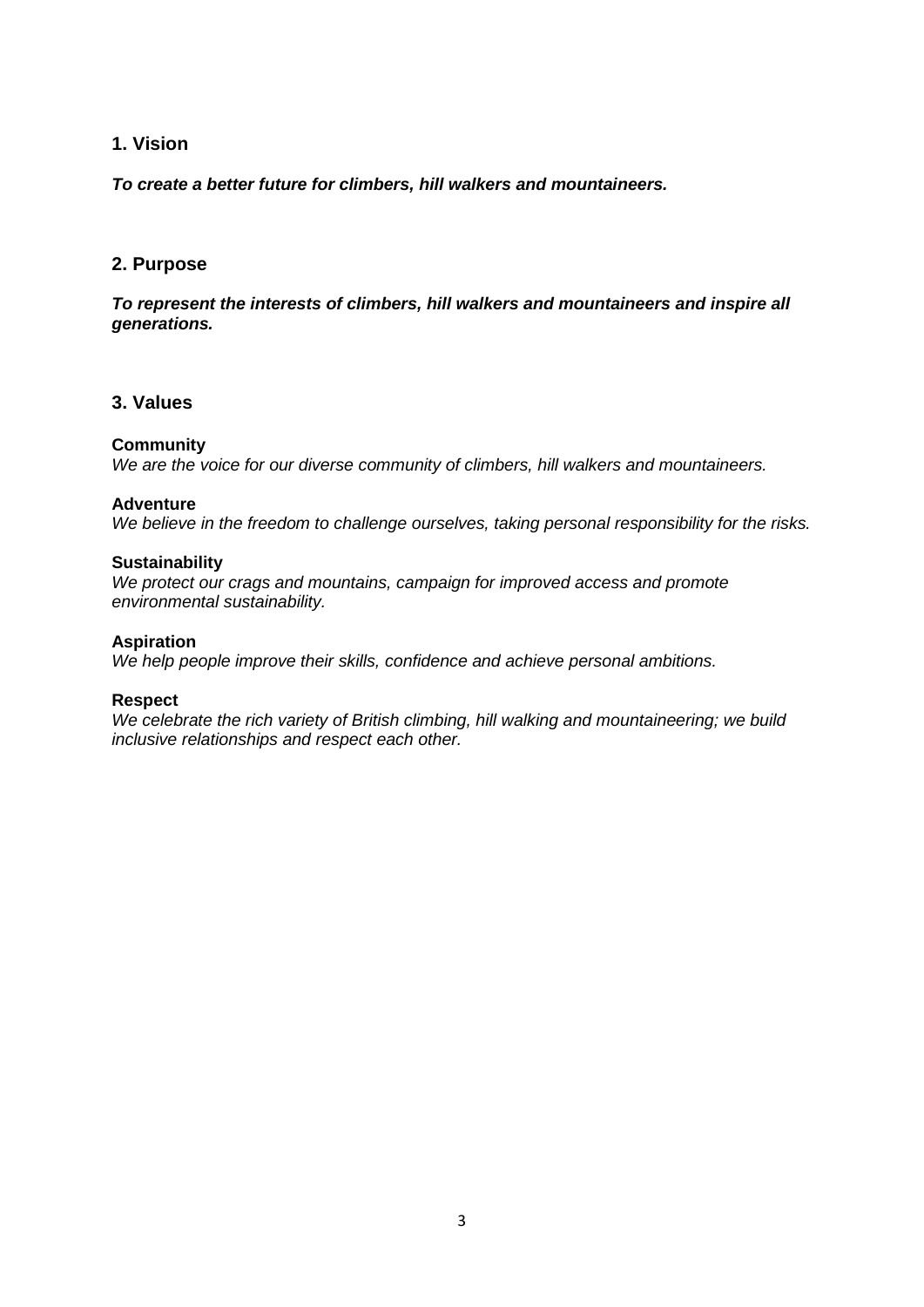## 1. Vision

***To create a better future for climbers, hill walkers and mountaineers.***

## 2. Purpose

***To represent the interests of climbers, hill walkers and mountaineers and inspire all generations.***

## 3. Values

**Community**
*We are the voice for our diverse community of climbers, hill walkers and mountaineers.*

**Adventure**
*We believe in the freedom to challenge ourselves, taking personal responsibility for the risks.*

**Sustainability**
*We protect our crags and mountains, campaign for improved access and promote environmental sustainability.*

**Aspiration**
*We help people improve their skills, confidence and achieve personal ambitions.*

**Respect**
*We celebrate the rich variety of British climbing, hill walking and mountaineering; we build inclusive relationships and respect each other.*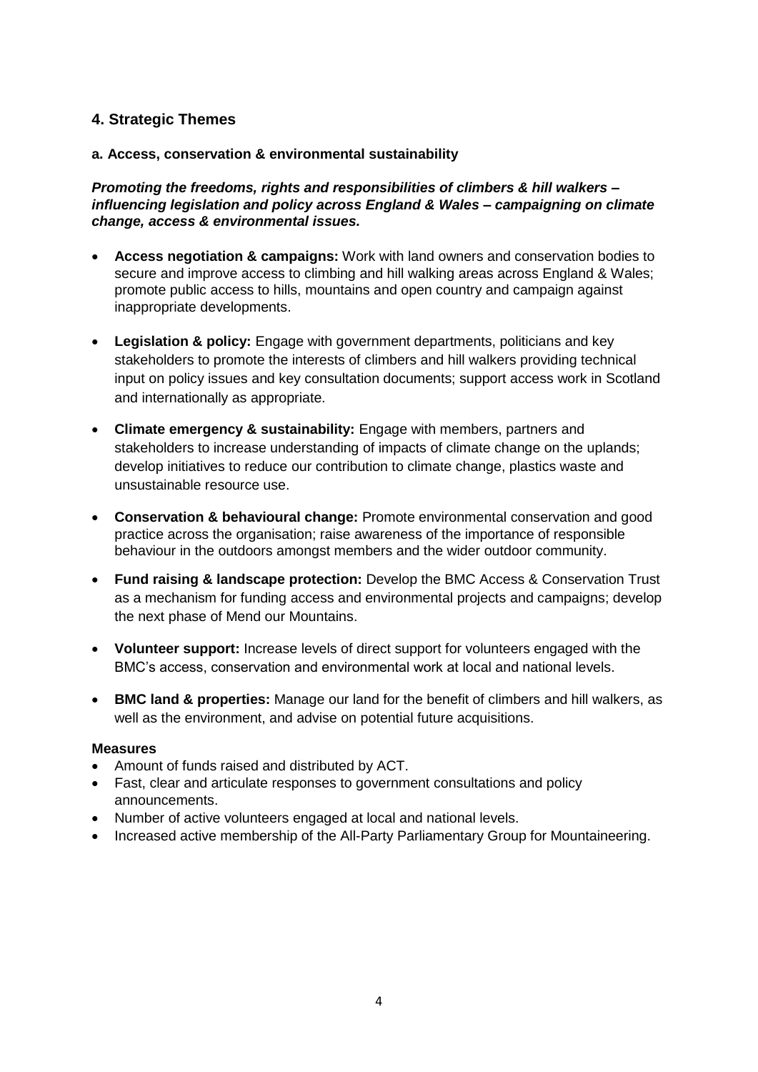## 4. Strategic Themes

### a. Access, conservation & environmental sustainability

***Promoting the freedoms, rights and responsibilities of climbers & hill walkers – influencing legislation and policy across England & Wales – campaigning on climate change, access & environmental issues.***

- **Access negotiation & campaigns:** Work with land owners and conservation bodies to secure and improve access to climbing and hill walking areas across England & Wales; promote public access to hills, mountains and open country and campaign against inappropriate developments.
- **Legislation & policy:** Engage with government departments, politicians and key stakeholders to promote the interests of climbers and hill walkers providing technical input on policy issues and key consultation documents; support access work in Scotland and internationally as appropriate.
- **Climate emergency & sustainability:** Engage with members, partners and stakeholders to increase understanding of impacts of climate change on the uplands; develop initiatives to reduce our contribution to climate change, plastics waste and unsustainable resource use.
- **Conservation & behavioural change:** Promote environmental conservation and good practice across the organisation; raise awareness of the importance of responsible behaviour in the outdoors amongst members and the wider outdoor community.
- **Fund raising & landscape protection:** Develop the BMC Access & Conservation Trust as a mechanism for funding access and environmental projects and campaigns; develop the next phase of Mend our Mountains.
- **Volunteer support:** Increase levels of direct support for volunteers engaged with the BMC's access, conservation and environmental work at local and national levels.
- **BMC land & properties:** Manage our land for the benefit of climbers and hill walkers, as well as the environment, and advise on potential future acquisitions.

**Measures**

- Amount of funds raised and distributed by ACT.
- Fast, clear and articulate responses to government consultations and policy announcements.
- Number of active volunteers engaged at local and national levels.
- Increased active membership of the All-Party Parliamentary Group for Mountaineering.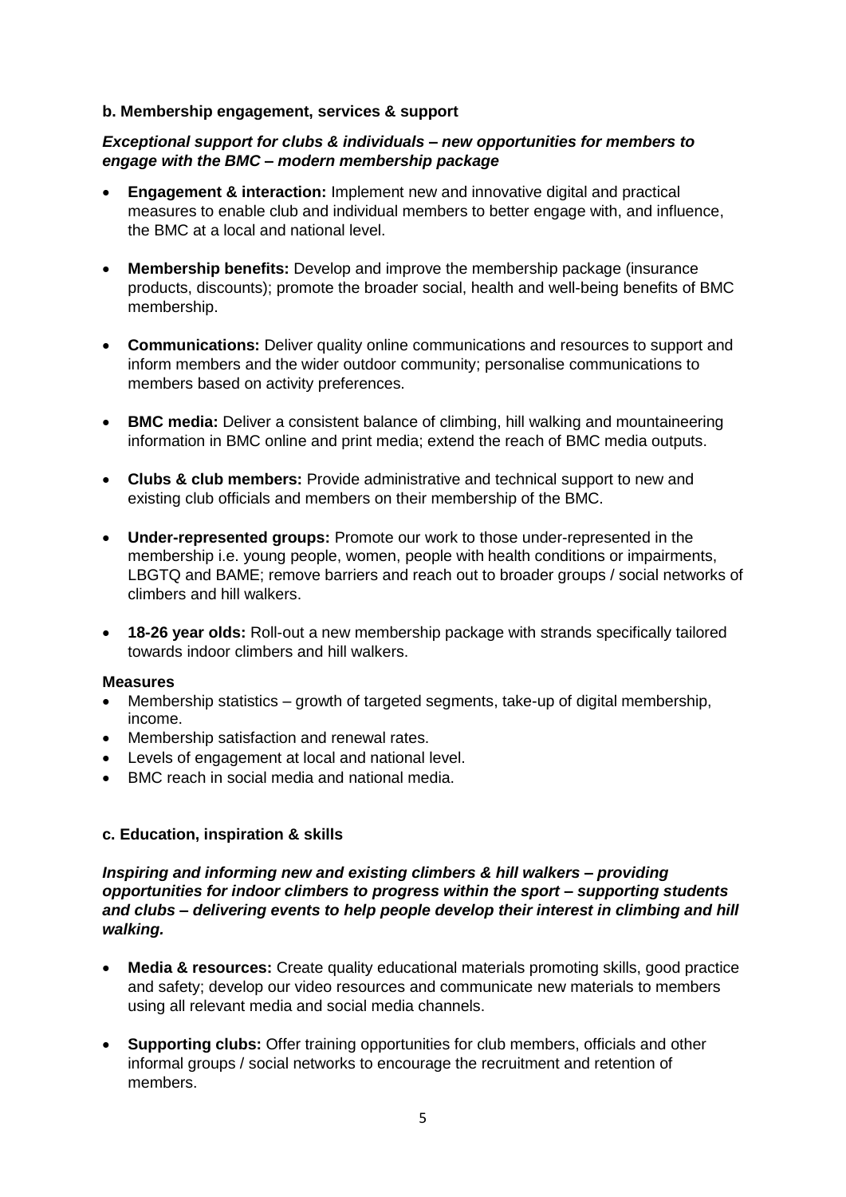**b. Membership engagement, services & support**

***Exceptional support for clubs & individuals – new opportunities for members to engage with the BMC – modern membership package***

- **Engagement & interaction:** Implement new and innovative digital and practical measures to enable club and individual members to better engage with, and influence, the BMC at a local and national level.

- **Membership benefits:** Develop and improve the membership package (insurance products, discounts); promote the broader social, health and well-being benefits of BMC membership.

- **Communications:** Deliver quality online communications and resources to support and inform members and the wider outdoor community; personalise communications to members based on activity preferences.

- **BMC media:** Deliver a consistent balance of climbing, hill walking and mountaineering information in BMC online and print media; extend the reach of BMC media outputs.

- **Clubs & club members:** Provide administrative and technical support to new and existing club officials and members on their membership of the BMC.

- **Under-represented groups:** Promote our work to those under-represented in the membership i.e. young people, women, people with health conditions or impairments, LBGTQ and BAME; remove barriers and reach out to broader groups / social networks of climbers and hill walkers.

- **18-26 year olds:** Roll-out a new membership package with strands specifically tailored towards indoor climbers and hill walkers.

**Measures**

- Membership statistics – growth of targeted segments, take-up of digital membership, income.
- Membership satisfaction and renewal rates.
- Levels of engagement at local and national level.
- BMC reach in social media and national media.

**c. Education, inspiration & skills**

***Inspiring and informing new and existing climbers & hill walkers – providing opportunities for indoor climbers to progress within the sport – supporting students and clubs – delivering events to help people develop their interest in climbing and hill walking.***

- **Media & resources:** Create quality educational materials promoting skills, good practice and safety; develop our video resources and communicate new materials to members using all relevant media and social media channels.

- **Supporting clubs:** Offer training opportunities for club members, officials and other informal groups / social networks to encourage the recruitment and retention of members.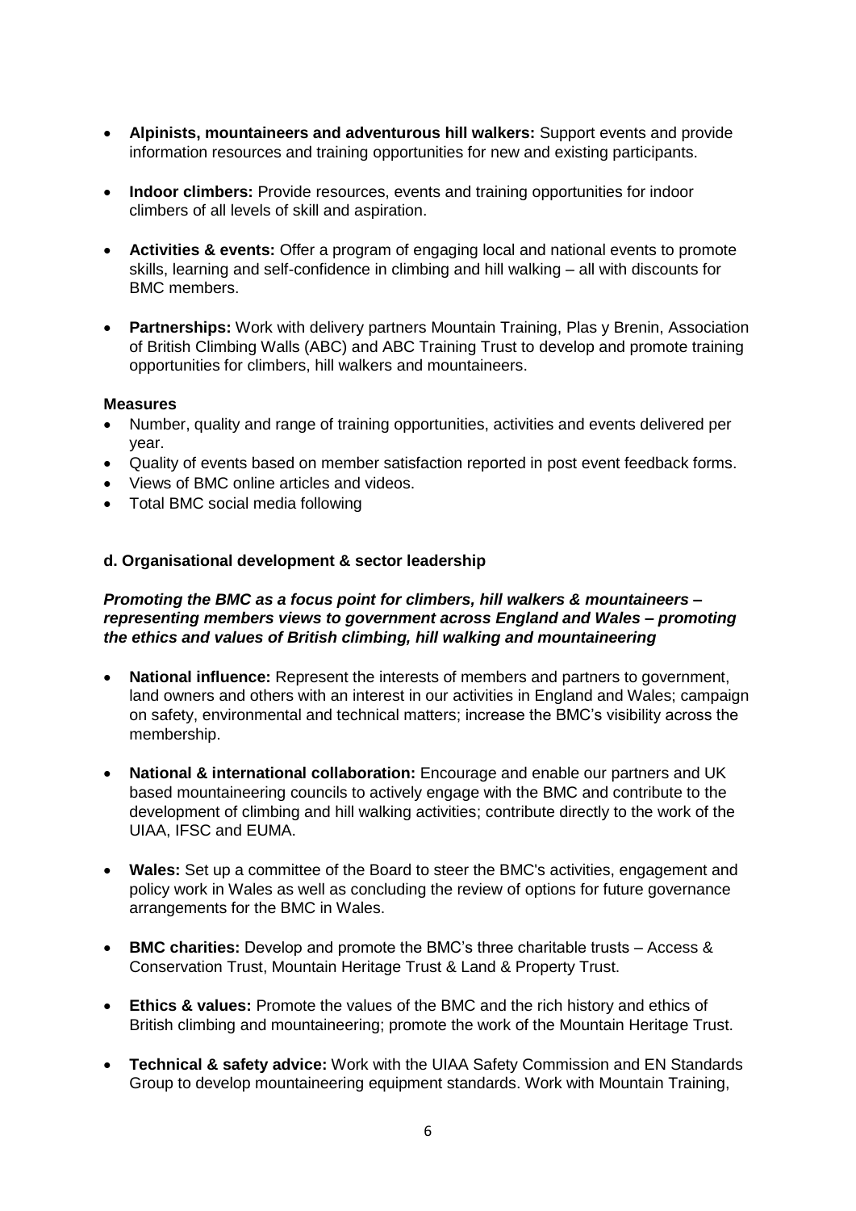- **Alpinists, mountaineers and adventurous hill walkers:** Support events and provide information resources and training opportunities for new and existing participants.

- **Indoor climbers:** Provide resources, events and training opportunities for indoor climbers of all levels of skill and aspiration.

- **Activities & events:** Offer a program of engaging local and national events to promote skills, learning and self-confidence in climbing and hill walking – all with discounts for BMC members.

- **Partnerships:** Work with delivery partners Mountain Training, Plas y Brenin, Association of British Climbing Walls (ABC) and ABC Training Trust to develop and promote training opportunities for climbers, hill walkers and mountaineers.

**Measures**

- Number, quality and range of training opportunities, activities and events delivered per year.
- Quality of events based on member satisfaction reported in post event feedback forms.
- Views of BMC online articles and videos.
- Total BMC social media following

**d. Organisational development & sector leadership**

***Promoting the BMC as a focus point for climbers, hill walkers & mountaineers – representing members views to government across England and Wales – promoting the ethics and values of British climbing, hill walking and mountaineering***

- **National influence:** Represent the interests of members and partners to government, land owners and others with an interest in our activities in England and Wales; campaign on safety, environmental and technical matters; increase the BMC's visibility across the membership.

- **National & international collaboration:** Encourage and enable our partners and UK based mountaineering councils to actively engage with the BMC and contribute to the development of climbing and hill walking activities; contribute directly to the work of the UIAA, IFSC and EUMA.

- **Wales:** Set up a committee of the Board to steer the BMC's activities, engagement and policy work in Wales as well as concluding the review of options for future governance arrangements for the BMC in Wales.

- **BMC charities:** Develop and promote the BMC's three charitable trusts – Access & Conservation Trust, Mountain Heritage Trust & Land & Property Trust.

- **Ethics & values:** Promote the values of the BMC and the rich history and ethics of British climbing and mountaineering; promote the work of the Mountain Heritage Trust.

- **Technical & safety advice:** Work with the UIAA Safety Commission and EN Standards Group to develop mountaineering equipment standards. Work with Mountain Training,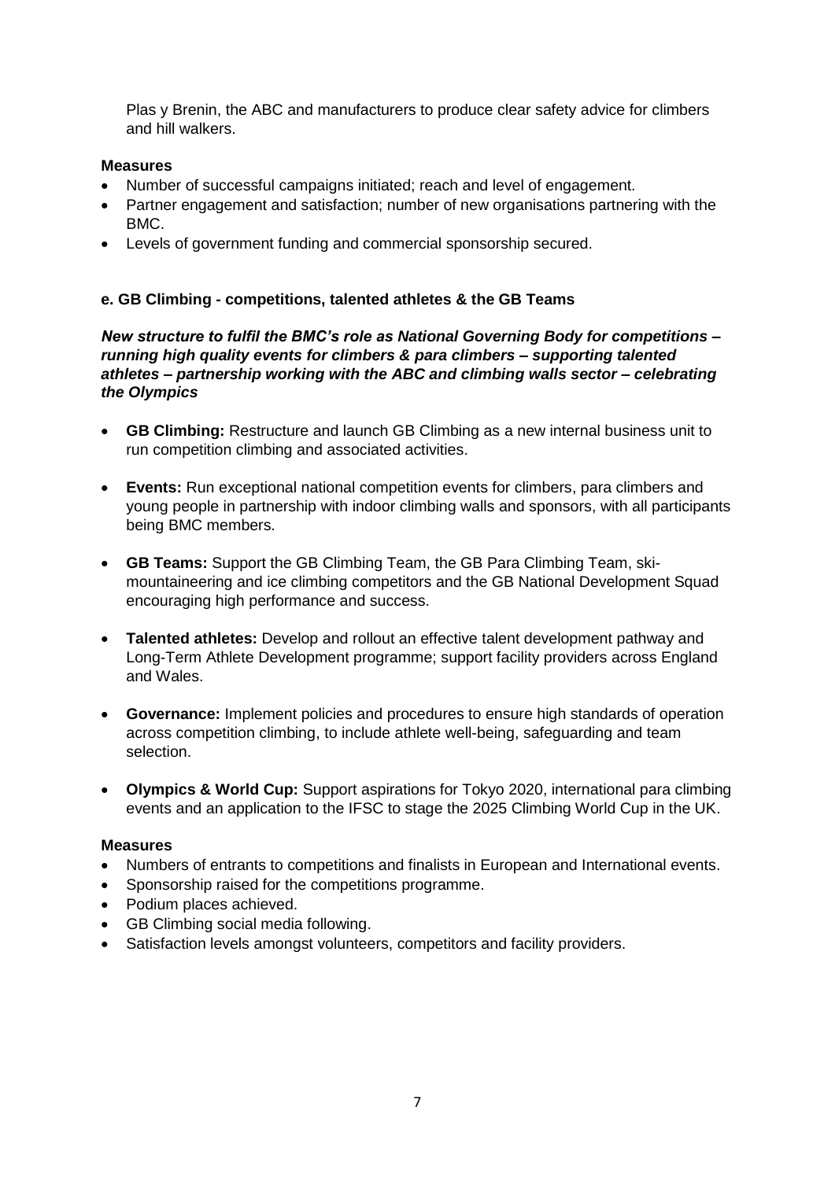Plas y Brenin, the ABC and manufacturers to produce clear safety advice for climbers and hill walkers.

**Measures**

- Number of successful campaigns initiated; reach and level of engagement.
- Partner engagement and satisfaction; number of new organisations partnering with the BMC.
- Levels of government funding and commercial sponsorship secured.

### e. GB Climbing - competitions, talented athletes & the GB Teams

***New structure to fulfil the BMC's role as National Governing Body for competitions – running high quality events for climbers & para climbers – supporting talented athletes – partnership working with the ABC and climbing walls sector – celebrating the Olympics***

- **GB Climbing:** Restructure and launch GB Climbing as a new internal business unit to run competition climbing and associated activities.
- **Events:** Run exceptional national competition events for climbers, para climbers and young people in partnership with indoor climbing walls and sponsors, with all participants being BMC members.
- **GB Teams:** Support the GB Climbing Team, the GB Para Climbing Team, ski-mountaineering and ice climbing competitors and the GB National Development Squad encouraging high performance and success.
- **Talented athletes:** Develop and rollout an effective talent development pathway and Long-Term Athlete Development programme; support facility providers across England and Wales.
- **Governance:** Implement policies and procedures to ensure high standards of operation across competition climbing, to include athlete well-being, safeguarding and team selection.
- **Olympics & World Cup:** Support aspirations for Tokyo 2020, international para climbing events and an application to the IFSC to stage the 2025 Climbing World Cup in the UK.

**Measures**

- Numbers of entrants to competitions and finalists in European and International events.
- Sponsorship raised for the competitions programme.
- Podium places achieved.
- GB Climbing social media following.
- Satisfaction levels amongst volunteers, competitors and facility providers.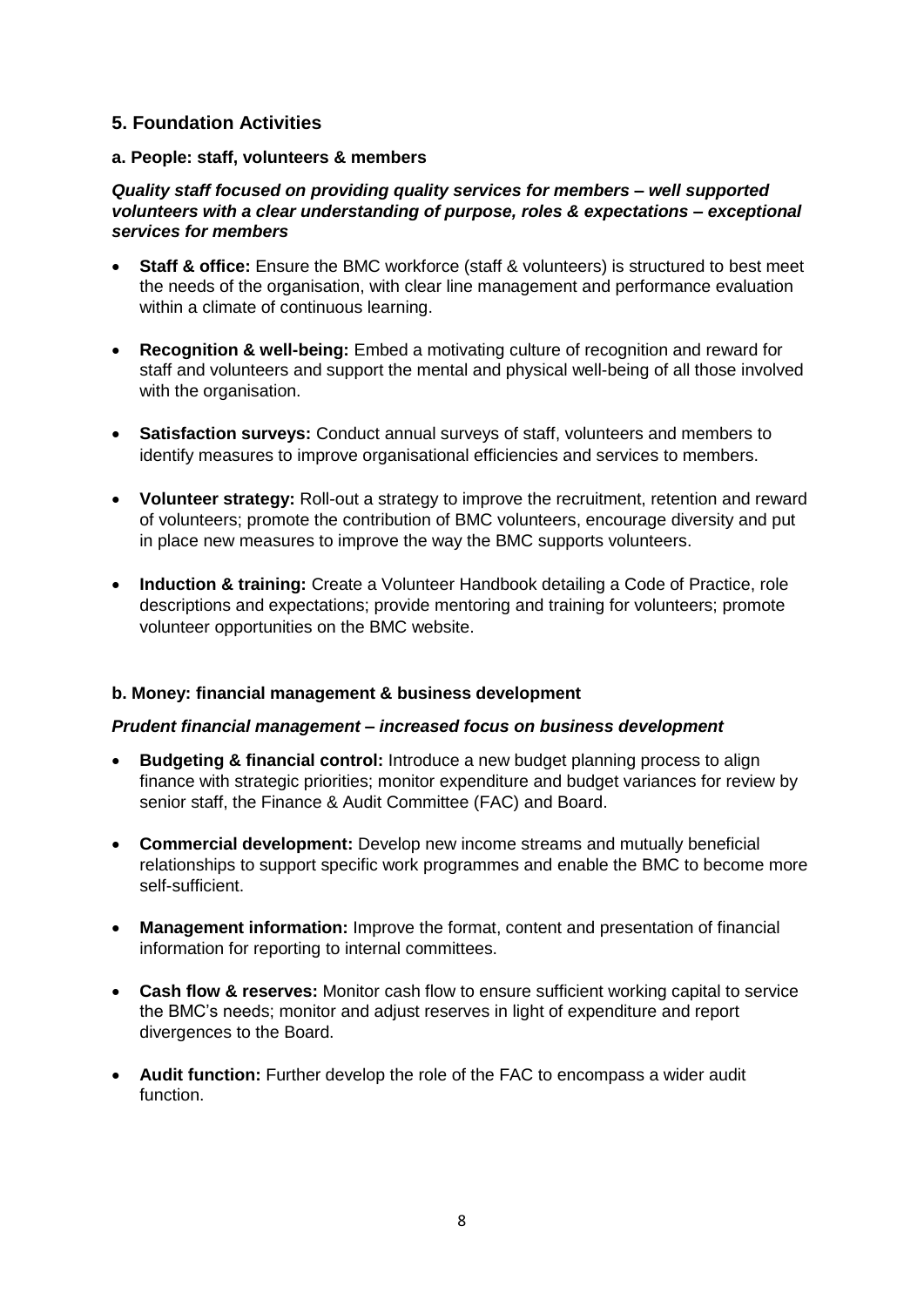## 5. Foundation Activities

### a. People: staff, volunteers & members

***Quality staff focused on providing quality services for members – well supported volunteers with a clear understanding of purpose, roles & expectations – exceptional services for members***

- **Staff & office:** Ensure the BMC workforce (staff & volunteers) is structured to best meet the needs of the organisation, with clear line management and performance evaluation within a climate of continuous learning.
- **Recognition & well-being:** Embed a motivating culture of recognition and reward for staff and volunteers and support the mental and physical well-being of all those involved with the organisation.
- **Satisfaction surveys:** Conduct annual surveys of staff, volunteers and members to identify measures to improve organisational efficiencies and services to members.
- **Volunteer strategy:** Roll-out a strategy to improve the recruitment, retention and reward of volunteers; promote the contribution of BMC volunteers, encourage diversity and put in place new measures to improve the way the BMC supports volunteers.
- **Induction & training:** Create a Volunteer Handbook detailing a Code of Practice, role descriptions and expectations; provide mentoring and training for volunteers; promote volunteer opportunities on the BMC website.

### b. Money: financial management & business development

***Prudent financial management – increased focus on business development***

- **Budgeting & financial control:** Introduce a new budget planning process to align finance with strategic priorities; monitor expenditure and budget variances for review by senior staff, the Finance & Audit Committee (FAC) and Board.
- **Commercial development:** Develop new income streams and mutually beneficial relationships to support specific work programmes and enable the BMC to become more self-sufficient.
- **Management information:** Improve the format, content and presentation of financial information for reporting to internal committees.
- **Cash flow & reserves:** Monitor cash flow to ensure sufficient working capital to service the BMC's needs; monitor and adjust reserves in light of expenditure and report divergences to the Board.
- **Audit function:** Further develop the role of the FAC to encompass a wider audit function.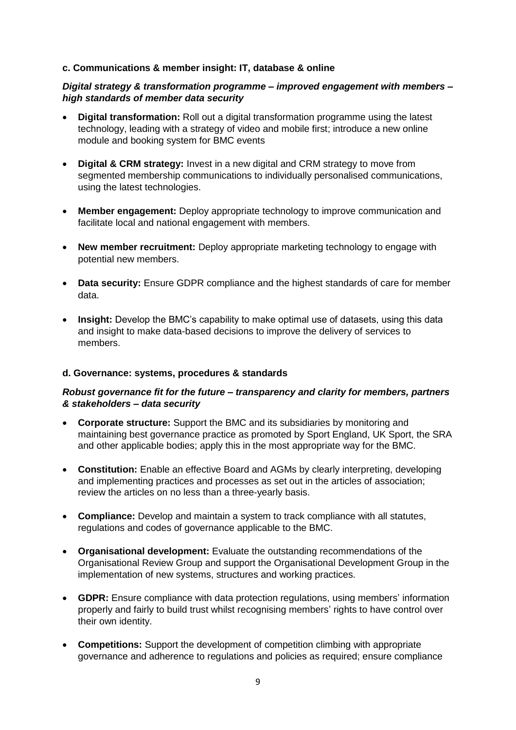### c. Communications & member insight: IT, database & online

***Digital strategy & transformation programme – improved engagement with members – high standards of member data security***

- **Digital transformation:** Roll out a digital transformation programme using the latest technology, leading with a strategy of video and mobile first; introduce a new online module and booking system for BMC events
- **Digital & CRM strategy:** Invest in a new digital and CRM strategy to move from segmented membership communications to individually personalised communications, using the latest technologies.
- **Member engagement:** Deploy appropriate technology to improve communication and facilitate local and national engagement with members.
- **New member recruitment:** Deploy appropriate marketing technology to engage with potential new members.
- **Data security:** Ensure GDPR compliance and the highest standards of care for member data.
- **Insight:** Develop the BMC's capability to make optimal use of datasets, using this data and insight to make data-based decisions to improve the delivery of services to members.

### d. Governance: systems, procedures & standards

***Robust governance fit for the future – transparency and clarity for members, partners & stakeholders – data security***

- **Corporate structure:** Support the BMC and its subsidiaries by monitoring and maintaining best governance practice as promoted by Sport England, UK Sport, the SRA and other applicable bodies; apply this in the most appropriate way for the BMC.
- **Constitution:** Enable an effective Board and AGMs by clearly interpreting, developing and implementing practices and processes as set out in the articles of association; review the articles on no less than a three-yearly basis.
- **Compliance:** Develop and maintain a system to track compliance with all statutes, regulations and codes of governance applicable to the BMC.
- **Organisational development:** Evaluate the outstanding recommendations of the Organisational Review Group and support the Organisational Development Group in the implementation of new systems, structures and working practices.
- **GDPR:** Ensure compliance with data protection regulations, using members' information properly and fairly to build trust whilst recognising members' rights to have control over their own identity.
- **Competitions:** Support the development of competition climbing with appropriate governance and adherence to regulations and policies as required; ensure compliance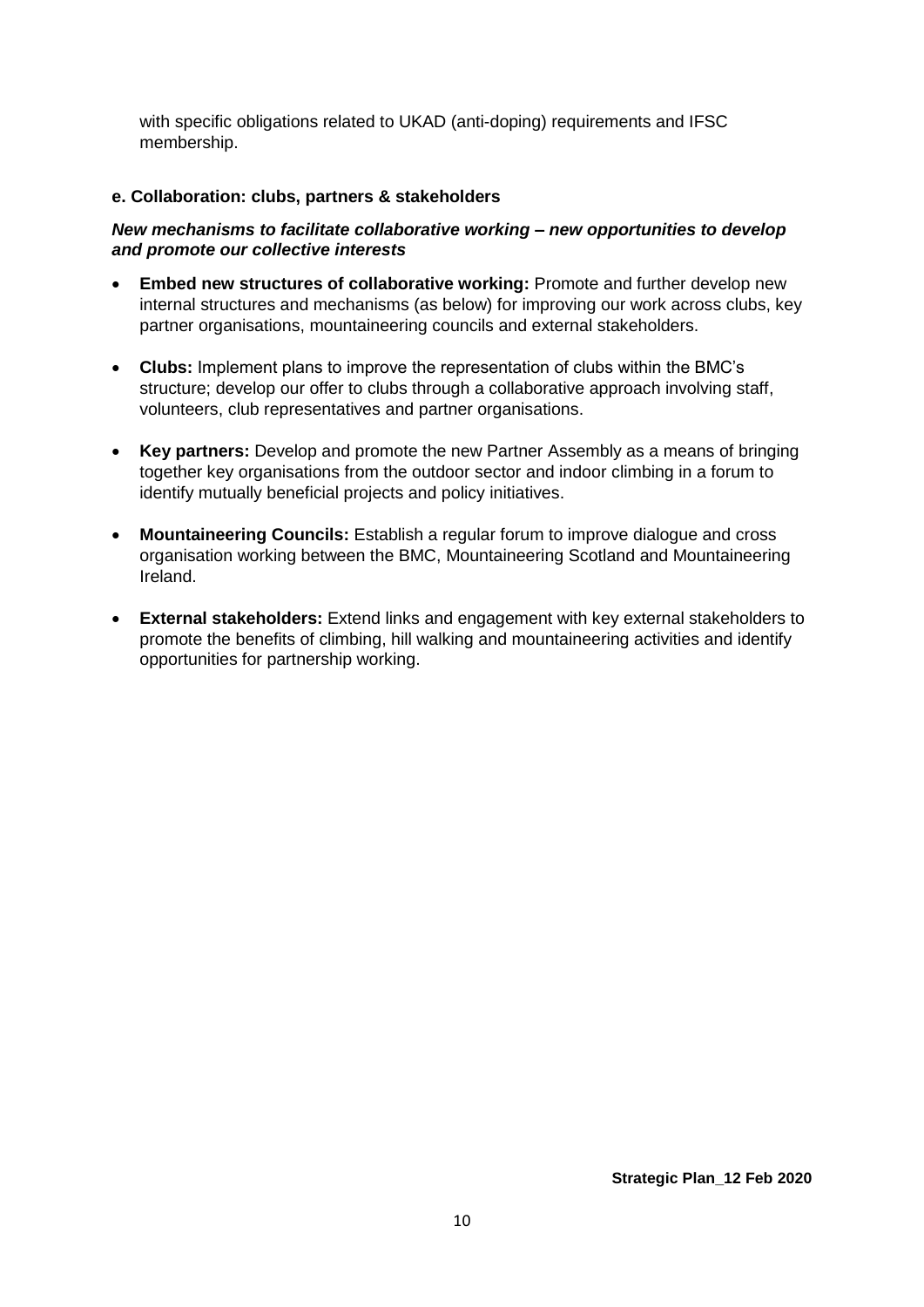with specific obligations related to UKAD (anti-doping) requirements and IFSC membership.

#### e. Collaboration: clubs, partners & stakeholders

***New mechanisms to facilitate collaborative working – new opportunities to develop and promote our collective interests***

- **Embed new structures of collaborative working:** Promote and further develop new internal structures and mechanisms (as below) for improving our work across clubs, key partner organisations, mountaineering councils and external stakeholders.
- **Clubs:** Implement plans to improve the representation of clubs within the BMC's structure; develop our offer to clubs through a collaborative approach involving staff, volunteers, club representatives and partner organisations.
- **Key partners:** Develop and promote the new Partner Assembly as a means of bringing together key organisations from the outdoor sector and indoor climbing in a forum to identify mutually beneficial projects and policy initiatives.
- **Mountaineering Councils:** Establish a regular forum to improve dialogue and cross organisation working between the BMC, Mountaineering Scotland and Mountaineering Ireland.
- **External stakeholders:** Extend links and engagement with key external stakeholders to promote the benefits of climbing, hill walking and mountaineering activities and identify opportunities for partnership working.